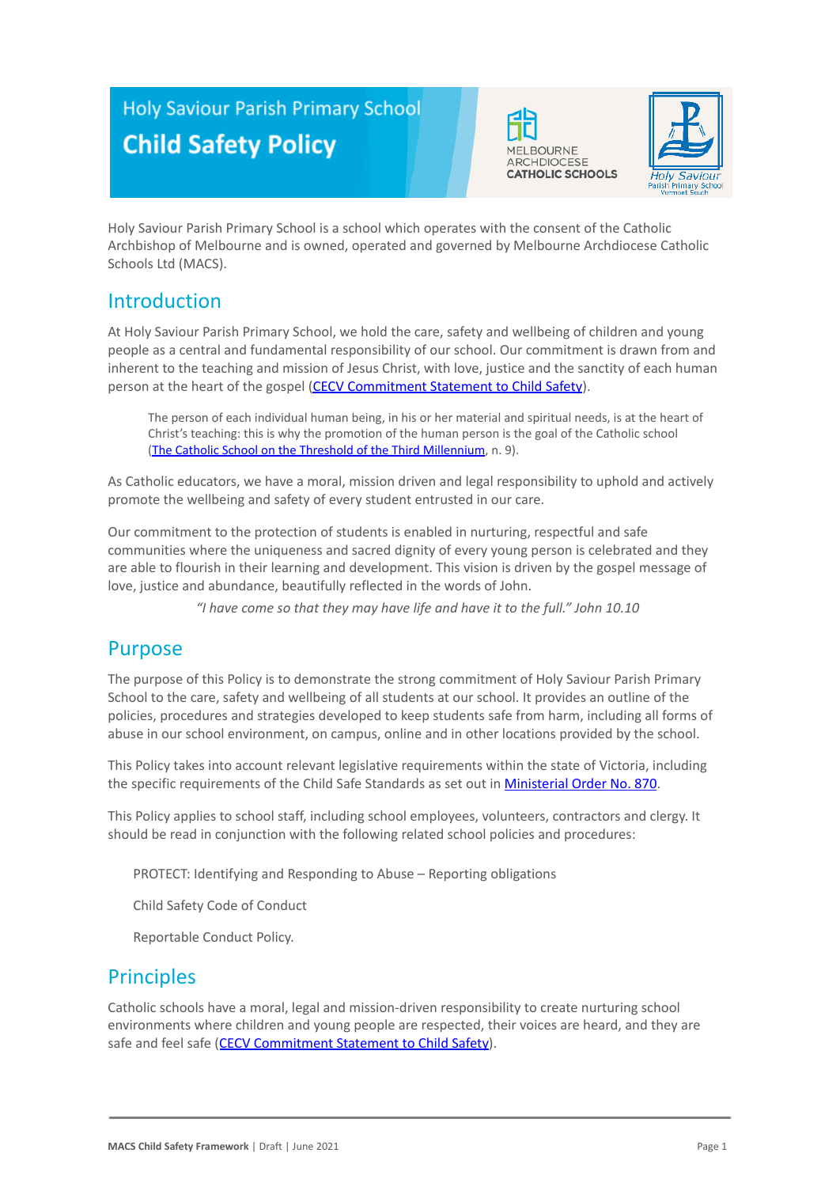# Holy Saviour Parish Primary School
# Child Safety Policy

MELBOURNE ARCHDIOCESE CATHOLIC SCHOOLS

Holy Saviour Parish Primary School is a school which operates with the consent of the Catholic Archbishop of Melbourne and is owned, operated and governed by Melbourne Archdiocese Catholic Schools Ltd (MACS).

## Introduction

At Holy Saviour Parish Primary School, we hold the care, safety and wellbeing of children and young people as a central and fundamental responsibility of our school. Our commitment is drawn from and inherent to the teaching and mission of Jesus Christ, with love, justice and the sanctity of each human person at the heart of the gospel ([CECV Commitment Statement to Child Safety]).

> The person of each individual human being, in his or her material and spiritual needs, is at the heart of Christ's teaching: this is why the promotion of the human person is the goal of the Catholic school ([The Catholic School on the Threshold of the Third Millennium], n. 9).

As Catholic educators, we have a moral, mission driven and legal responsibility to uphold and actively promote the wellbeing and safety of every student entrusted in our care.

Our commitment to the protection of students is enabled in nurturing, respectful and safe communities where the uniqueness and sacred dignity of every young person is celebrated and they are able to flourish in their learning and development. This vision is driven by the gospel message of love, justice and abundance, beautifully reflected in the words of John.

*"I have come so that they may have life and have it to the full." John 10.10*

## Purpose

The purpose of this Policy is to demonstrate the strong commitment of Holy Saviour Parish Primary School to the care, safety and wellbeing of all students at our school. It provides an outline of the policies, procedures and strategies developed to keep students safe from harm, including all forms of abuse in our school environment, on campus, online and in other locations provided by the school.

This Policy takes into account relevant legislative requirements within the state of Victoria, including the specific requirements of the Child Safe Standards as set out in [Ministerial Order No. 870].

This Policy applies to school staff, including school employees, volunteers, contractors and clergy. It should be read in conjunction with the following related school policies and procedures:

PROTECT: Identifying and Responding to Abuse – Reporting obligations

Child Safety Code of Conduct

Reportable Conduct Policy.

## Principles

Catholic schools have a moral, legal and mission-driven responsibility to create nurturing school environments where children and young people are respected, their voices are heard, and they are safe and feel safe ([CECV Commitment Statement to Child Safety]).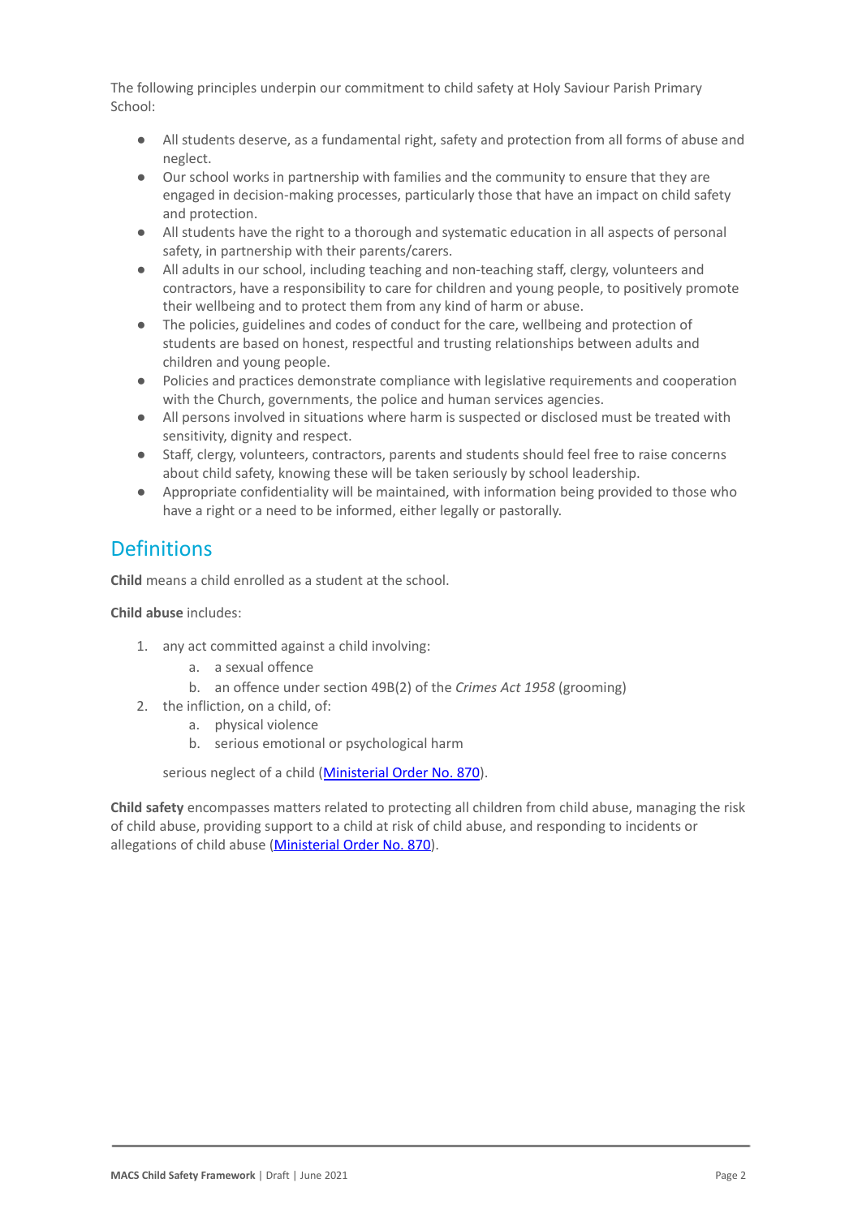The following principles underpin our commitment to child safety at Holy Saviour Parish Primary School:

- All students deserve, as a fundamental right, safety and protection from all forms of abuse and neglect.
- Our school works in partnership with families and the community to ensure that they are engaged in decision-making processes, particularly those that have an impact on child safety and protection.
- All students have the right to a thorough and systematic education in all aspects of personal safety, in partnership with their parents/carers.
- All adults in our school, including teaching and non-teaching staff, clergy, volunteers and contractors, have a responsibility to care for children and young people, to positively promote their wellbeing and to protect them from any kind of harm or abuse.
- The policies, guidelines and codes of conduct for the care, wellbeing and protection of students are based on honest, respectful and trusting relationships between adults and children and young people.
- Policies and practices demonstrate compliance with legislative requirements and cooperation with the Church, governments, the police and human services agencies.
- All persons involved in situations where harm is suspected or disclosed must be treated with sensitivity, dignity and respect.
- Staff, clergy, volunteers, contractors, parents and students should feel free to raise concerns about child safety, knowing these will be taken seriously by school leadership.
- Appropriate confidentiality will be maintained, with information being provided to those who have a right or a need to be informed, either legally or pastorally.

## Definitions

**Child** means a child enrolled as a student at the school.

**Child abuse** includes:

1. any act committed against a child involving:
   a. a sexual offence
   b. an offence under section 49B(2) of the *Crimes Act 1958* (grooming)
2. the infliction, on a child, of:
   a. physical violence
   b. serious emotional or psychological harm

   serious neglect of a child (Ministerial Order No. 870).

**Child safety** encompasses matters related to protecting all children from child abuse, managing the risk of child abuse, providing support to a child at risk of child abuse, and responding to incidents or allegations of child abuse (Ministerial Order No. 870).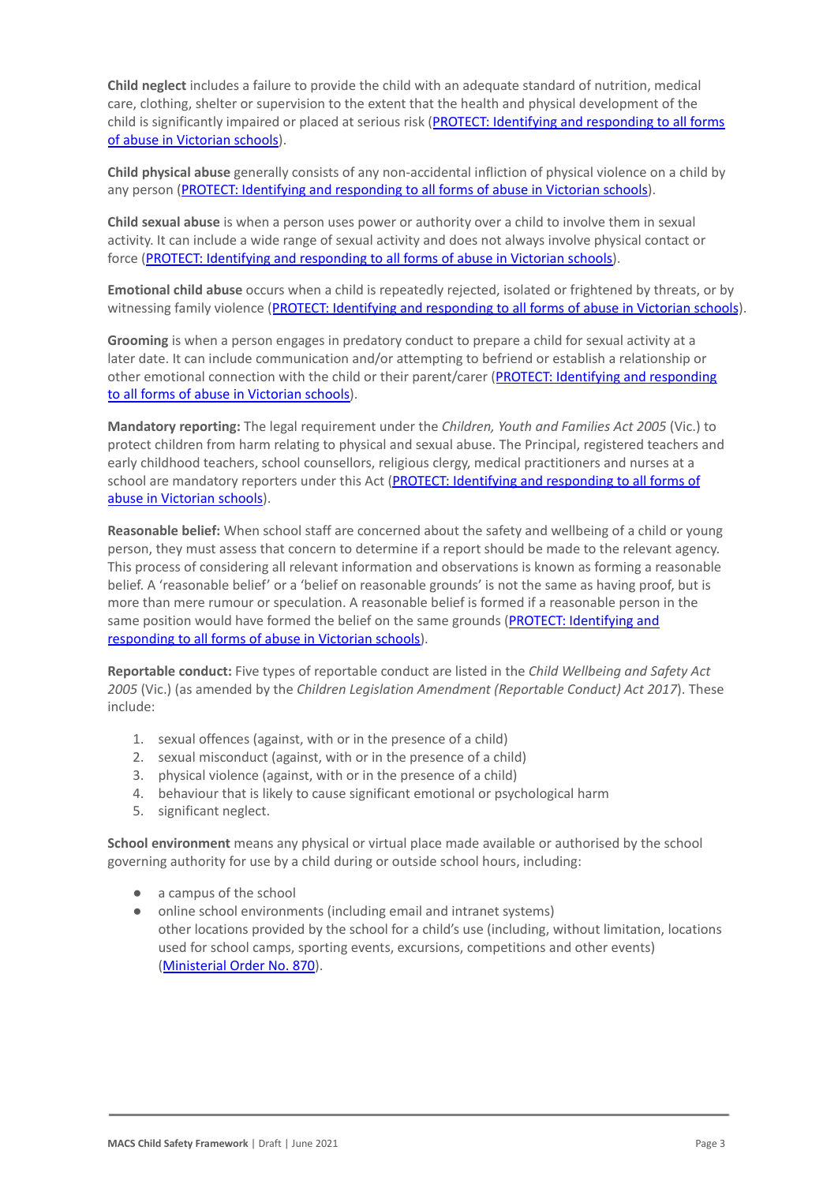**Child neglect** includes a failure to provide the child with an adequate standard of nutrition, medical care, clothing, shelter or supervision to the extent that the health and physical development of the child is significantly impaired or placed at serious risk ([PROTECT: Identifying and responding to all forms of abuse in Victorian schools]()).

**Child physical abuse** generally consists of any non-accidental infliction of physical violence on a child by any person ([PROTECT: Identifying and responding to all forms of abuse in Victorian schools]()).

**Child sexual abuse** is when a person uses power or authority over a child to involve them in sexual activity. It can include a wide range of sexual activity and does not always involve physical contact or force ([PROTECT: Identifying and responding to all forms of abuse in Victorian schools]()).

**Emotional child abuse** occurs when a child is repeatedly rejected, isolated or frightened by threats, or by witnessing family violence ([PROTECT: Identifying and responding to all forms of abuse in Victorian schools]()).

**Grooming** is when a person engages in predatory conduct to prepare a child for sexual activity at a later date. It can include communication and/or attempting to befriend or establish a relationship or other emotional connection with the child or their parent/carer ([PROTECT: Identifying and responding to all forms of abuse in Victorian schools]()).

**Mandatory reporting:** The legal requirement under the *Children, Youth and Families Act 2005* (Vic.) to protect children from harm relating to physical and sexual abuse. The Principal, registered teachers and early childhood teachers, school counsellors, religious clergy, medical practitioners and nurses at a school are mandatory reporters under this Act ([PROTECT: Identifying and responding to all forms of abuse in Victorian schools]()).

**Reasonable belief:** When school staff are concerned about the safety and wellbeing of a child or young person, they must assess that concern to determine if a report should be made to the relevant agency. This process of considering all relevant information and observations is known as forming a reasonable belief. A 'reasonable belief' or a 'belief on reasonable grounds' is not the same as having proof, but is more than mere rumour or speculation. A reasonable belief is formed if a reasonable person in the same position would have formed the belief on the same grounds ([PROTECT: Identifying and responding to all forms of abuse in Victorian schools]()).

**Reportable conduct:** Five types of reportable conduct are listed in the *Child Wellbeing and Safety Act 2005* (Vic.) (as amended by the *Children Legislation Amendment (Reportable Conduct) Act 2017*). These include:

1. sexual offences (against, with or in the presence of a child)
2. sexual misconduct (against, with or in the presence of a child)
3. physical violence (against, with or in the presence of a child)
4. behaviour that is likely to cause significant emotional or psychological harm
5. significant neglect.

**School environment** means any physical or virtual place made available or authorised by the school governing authority for use by a child during or outside school hours, including:

- a campus of the school
- online school environments (including email and intranet systems)
  other locations provided by the school for a child's use (including, without limitation, locations used for school camps, sporting events, excursions, competitions and other events) ([Ministerial Order No. 870]()).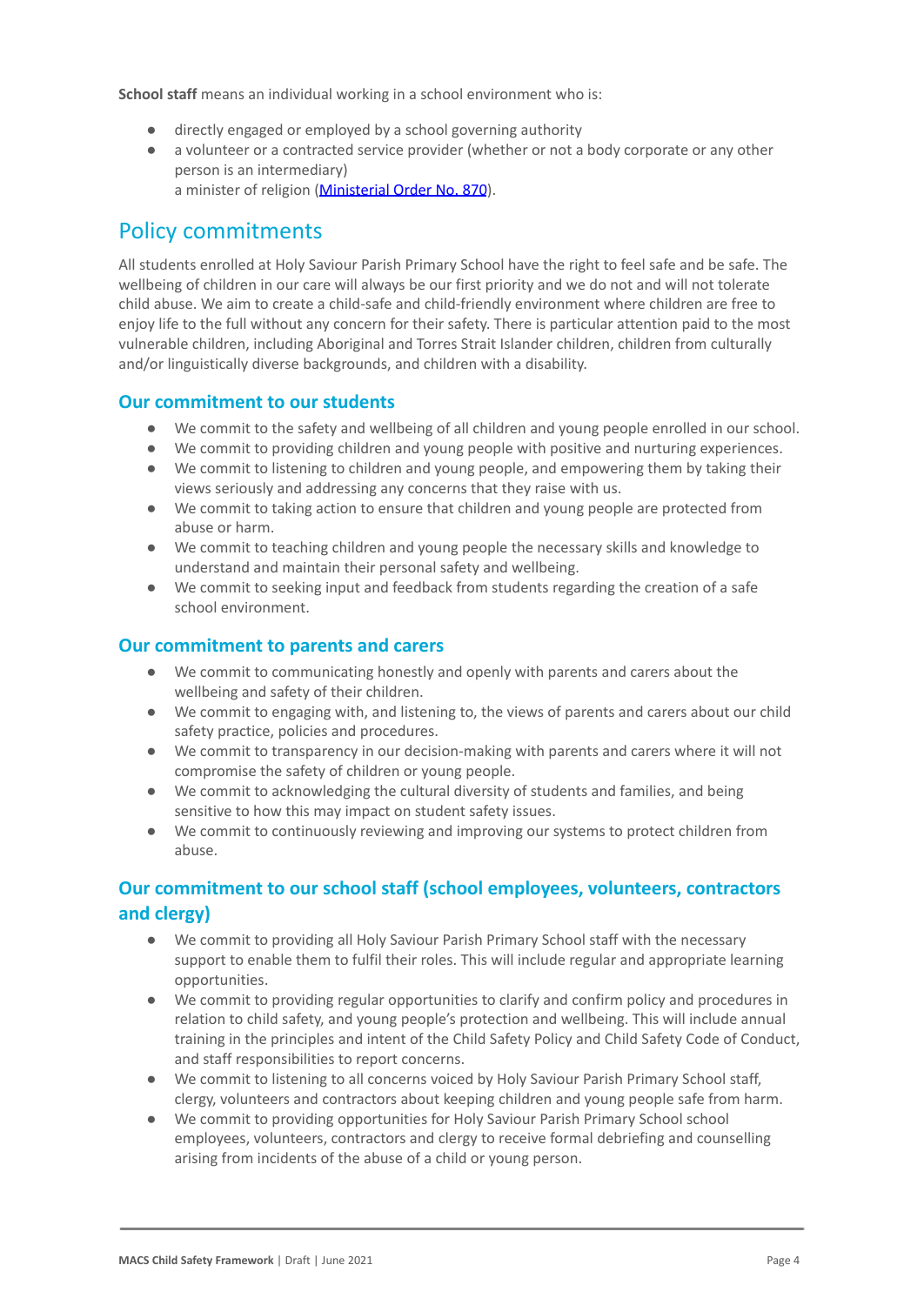**School staff** means an individual working in a school environment who is:

- directly engaged or employed by a school governing authority
- a volunteer or a contracted service provider (whether or not a body corporate or any other person is an intermediary)
  a minister of religion ([Ministerial Order No. 870](#)).

## Policy commitments

All students enrolled at Holy Saviour Parish Primary School have the right to feel safe and be safe. The wellbeing of children in our care will always be our first priority and we do not and will not tolerate child abuse. We aim to create a child-safe and child-friendly environment where children are free to enjoy life to the full without any concern for their safety. There is particular attention paid to the most vulnerable children, including Aboriginal and Torres Strait Islander children, children from culturally and/or linguistically diverse backgrounds, and children with a disability.

### Our commitment to our students

- We commit to the safety and wellbeing of all children and young people enrolled in our school.
- We commit to providing children and young people with positive and nurturing experiences.
- We commit to listening to children and young people, and empowering them by taking their views seriously and addressing any concerns that they raise with us.
- We commit to taking action to ensure that children and young people are protected from abuse or harm.
- We commit to teaching children and young people the necessary skills and knowledge to understand and maintain their personal safety and wellbeing.
- We commit to seeking input and feedback from students regarding the creation of a safe school environment.

### Our commitment to parents and carers

- We commit to communicating honestly and openly with parents and carers about the wellbeing and safety of their children.
- We commit to engaging with, and listening to, the views of parents and carers about our child safety practice, policies and procedures.
- We commit to transparency in our decision-making with parents and carers where it will not compromise the safety of children or young people.
- We commit to acknowledging the cultural diversity of students and families, and being sensitive to how this may impact on student safety issues.
- We commit to continuously reviewing and improving our systems to protect children from abuse.

### Our commitment to our school staff (school employees, volunteers, contractors and clergy)

- We commit to providing all Holy Saviour Parish Primary School staff with the necessary support to enable them to fulfil their roles. This will include regular and appropriate learning opportunities.
- We commit to providing regular opportunities to clarify and confirm policy and procedures in relation to child safety, and young people's protection and wellbeing. This will include annual training in the principles and intent of the Child Safety Policy and Child Safety Code of Conduct, and staff responsibilities to report concerns.
- We commit to listening to all concerns voiced by Holy Saviour Parish Primary School staff, clergy, volunteers and contractors about keeping children and young people safe from harm.
- We commit to providing opportunities for Holy Saviour Parish Primary School school employees, volunteers, contractors and clergy to receive formal debriefing and counselling arising from incidents of the abuse of a child or young person.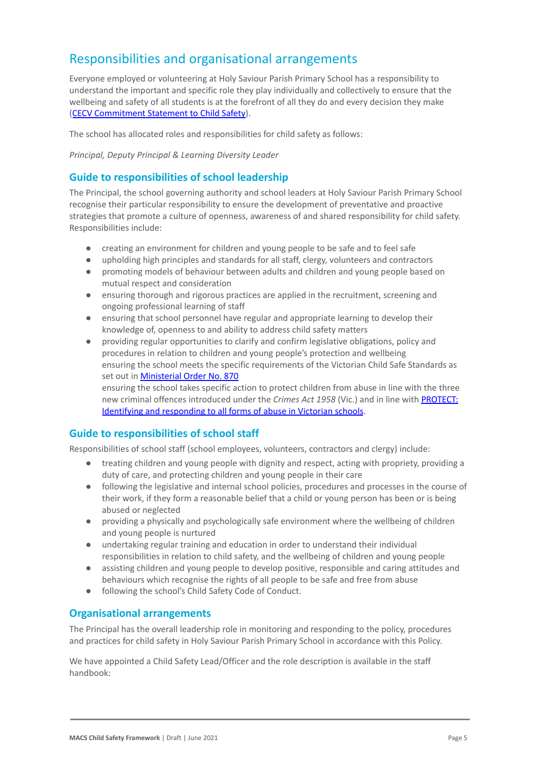## Responsibilities and organisational arrangements

Everyone employed or volunteering at Holy Saviour Parish Primary School has a responsibility to understand the important and specific role they play individually and collectively to ensure that the wellbeing and safety of all students is at the forefront of all they do and every decision they make ([CECV Commitment Statement to Child Safety](#)).

The school has allocated roles and responsibilities for child safety as follows:

*Principal, Deputy Principal & Learning Diversity Leader*

### Guide to responsibilities of school leadership

The Principal, the school governing authority and school leaders at Holy Saviour Parish Primary School recognise their particular responsibility to ensure the development of preventative and proactive strategies that promote a culture of openness, awareness of and shared responsibility for child safety. Responsibilities include:

- creating an environment for children and young people to be safe and to feel safe
- upholding high principles and standards for all staff, clergy, volunteers and contractors
- promoting models of behaviour between adults and children and young people based on mutual respect and consideration
- ensuring thorough and rigorous practices are applied in the recruitment, screening and ongoing professional learning of staff
- ensuring that school personnel have regular and appropriate learning to develop their knowledge of, openness to and ability to address child safety matters
- providing regular opportunities to clarify and confirm legislative obligations, policy and procedures in relation to children and young people's protection and wellbeing  
  ensuring the school meets the specific requirements of the Victorian Child Safe Standards as set out in [Ministerial Order No. 870](#)  
  ensuring the school takes specific action to protect children from abuse in line with the three new criminal offences introduced under the *Crimes Act 1958* (Vic.) and in line with [PROTECT: Identifying and responding to all forms of abuse in Victorian schools](#).

### Guide to responsibilities of school staff

Responsibilities of school staff (school employees, volunteers, contractors and clergy) include:

- treating children and young people with dignity and respect, acting with propriety, providing a duty of care, and protecting children and young people in their care
- following the legislative and internal school policies, procedures and processes in the course of their work, if they form a reasonable belief that a child or young person has been or is being abused or neglected
- providing a physically and psychologically safe environment where the wellbeing of children and young people is nurtured
- undertaking regular training and education in order to understand their individual responsibilities in relation to child safety, and the wellbeing of children and young people
- assisting children and young people to develop positive, responsible and caring attitudes and behaviours which recognise the rights of all people to be safe and free from abuse
- following the school's Child Safety Code of Conduct.

### Organisational arrangements

The Principal has the overall leadership role in monitoring and responding to the policy, procedures and practices for child safety in Holy Saviour Parish Primary School in accordance with this Policy.

We have appointed a Child Safety Lead/Officer and the role description is available in the staff handbook: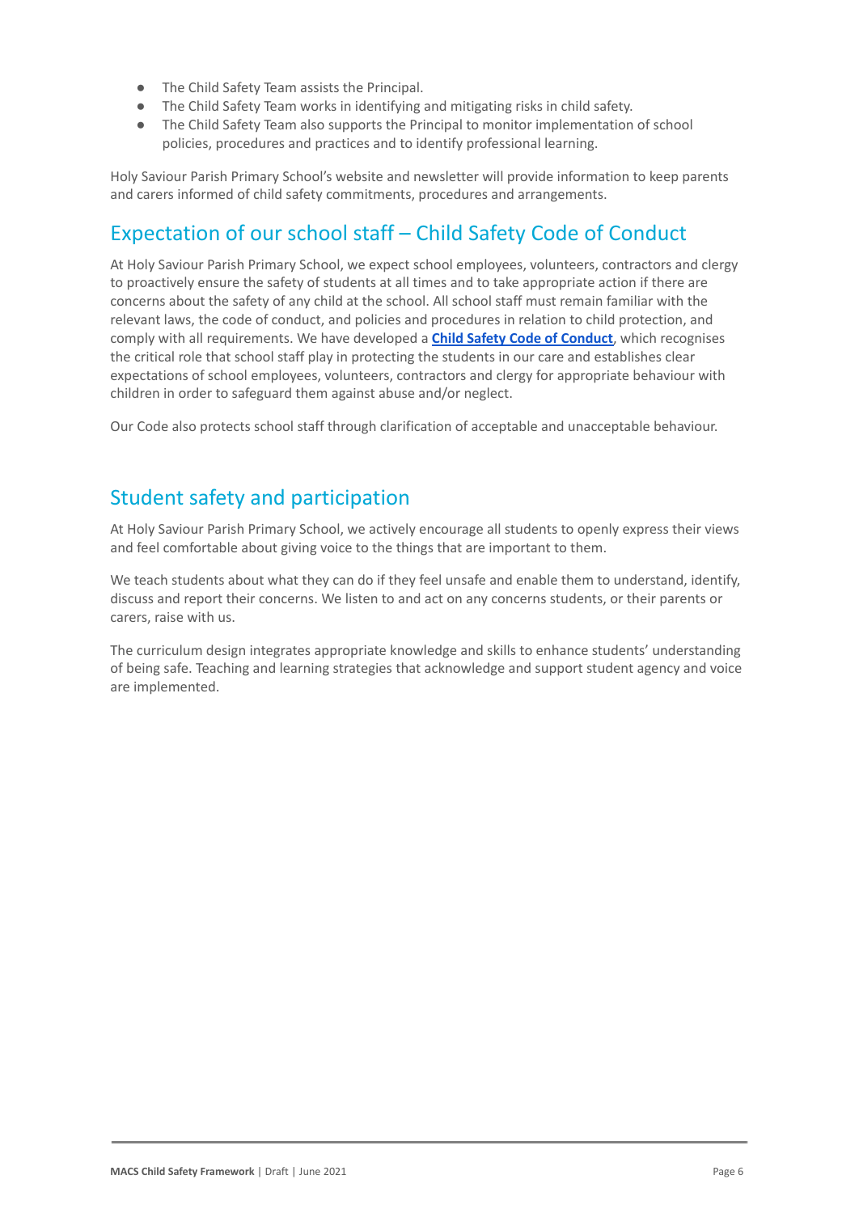- The Child Safety Team assists the Principal.
- The Child Safety Team works in identifying and mitigating risks in child safety.
- The Child Safety Team also supports the Principal to monitor implementation of school policies, procedures and practices and to identify professional learning.

Holy Saviour Parish Primary School's website and newsletter will provide information to keep parents and carers informed of child safety commitments, procedures and arrangements.

## Expectation of our school staff – Child Safety Code of Conduct

At Holy Saviour Parish Primary School, we expect school employees, volunteers, contractors and clergy to proactively ensure the safety of students at all times and to take appropriate action if there are concerns about the safety of any child at the school. All school staff must remain familiar with the relevant laws, the code of conduct, and policies and procedures in relation to child protection, and comply with all requirements. We have developed a **Child Safety Code of Conduct**, which recognises the critical role that school staff play in protecting the students in our care and establishes clear expectations of school employees, volunteers, contractors and clergy for appropriate behaviour with children in order to safeguard them against abuse and/or neglect.

Our Code also protects school staff through clarification of acceptable and unacceptable behaviour.

## Student safety and participation

At Holy Saviour Parish Primary School, we actively encourage all students to openly express their views and feel comfortable about giving voice to the things that are important to them.

We teach students about what they can do if they feel unsafe and enable them to understand, identify, discuss and report their concerns. We listen to and act on any concerns students, or their parents or carers, raise with us.

The curriculum design integrates appropriate knowledge and skills to enhance students' understanding of being safe. Teaching and learning strategies that acknowledge and support student agency and voice are implemented.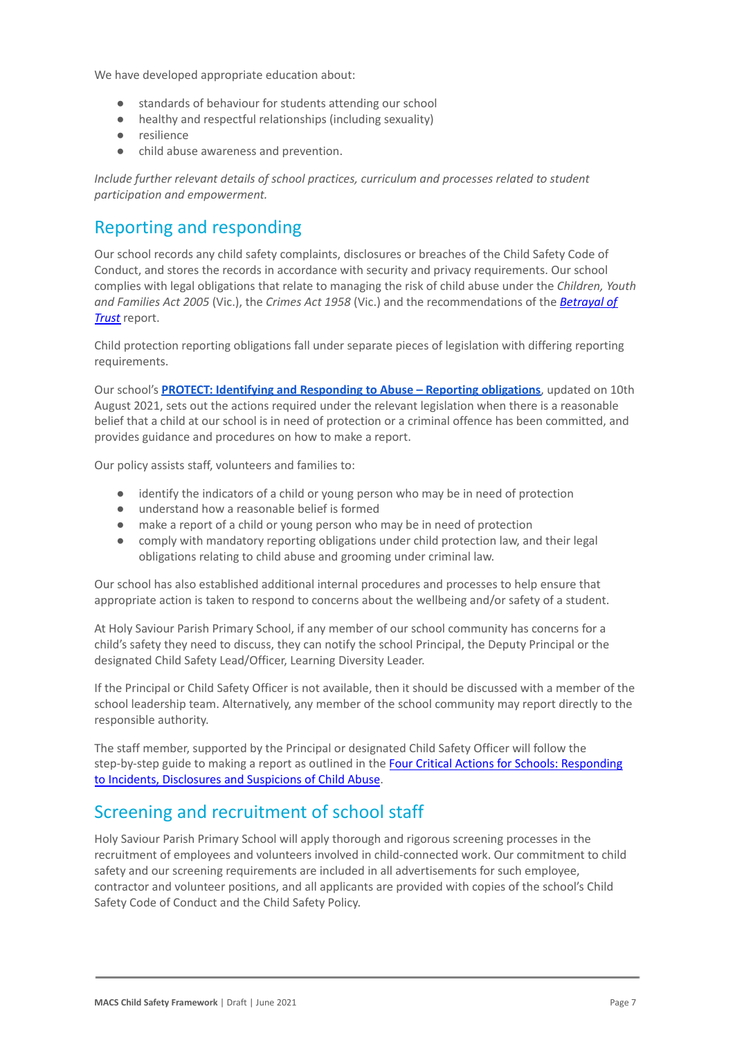We have developed appropriate education about:

- standards of behaviour for students attending our school
- healthy and respectful relationships (including sexuality)
- resilience
- child abuse awareness and prevention.

*Include further relevant details of school practices, curriculum and processes related to student participation and empowerment.*

## Reporting and responding

Our school records any child safety complaints, disclosures or breaches of the Child Safety Code of Conduct, and stores the records in accordance with security and privacy requirements. Our school complies with legal obligations that relate to managing the risk of child abuse under the *Children, Youth and Families Act 2005* (Vic.), the *Crimes Act 1958* (Vic.) and the recommendations of the ***Betrayal of Trust*** report.

Child protection reporting obligations fall under separate pieces of legislation with differing reporting requirements.

Our school's **PROTECT: Identifying and Responding to Abuse – Reporting obligations**, updated on 10th August 2021, sets out the actions required under the relevant legislation when there is a reasonable belief that a child at our school is in need of protection or a criminal offence has been committed, and provides guidance and procedures on how to make a report.

Our policy assists staff, volunteers and families to:

- identify the indicators of a child or young person who may be in need of protection
- understand how a reasonable belief is formed
- make a report of a child or young person who may be in need of protection
- comply with mandatory reporting obligations under child protection law, and their legal obligations relating to child abuse and grooming under criminal law.

Our school has also established additional internal procedures and processes to help ensure that appropriate action is taken to respond to concerns about the wellbeing and/or safety of a student.

At Holy Saviour Parish Primary School, if any member of our school community has concerns for a child's safety they need to discuss, they can notify the school Principal, the Deputy Principal or the designated Child Safety Lead/Officer, Learning Diversity Leader.

If the Principal or Child Safety Officer is not available, then it should be discussed with a member of the school leadership team. Alternatively, any member of the school community may report directly to the responsible authority.

The staff member, supported by the Principal or designated Child Safety Officer will follow the step-by-step guide to making a report as outlined in the Four Critical Actions for Schools: Responding to Incidents, Disclosures and Suspicions of Child Abuse.

## Screening and recruitment of school staff

Holy Saviour Parish Primary School will apply thorough and rigorous screening processes in the recruitment of employees and volunteers involved in child-connected work. Our commitment to child safety and our screening requirements are included in all advertisements for such employee, contractor and volunteer positions, and all applicants are provided with copies of the school's Child Safety Code of Conduct and the Child Safety Policy.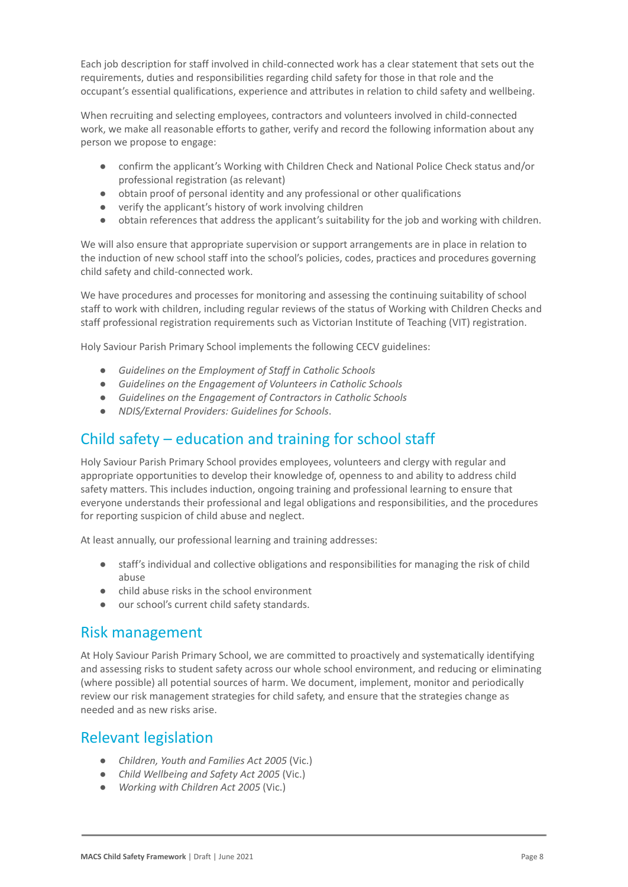Each job description for staff involved in child-connected work has a clear statement that sets out the requirements, duties and responsibilities regarding child safety for those in that role and the occupant's essential qualifications, experience and attributes in relation to child safety and wellbeing.

When recruiting and selecting employees, contractors and volunteers involved in child-connected work, we make all reasonable efforts to gather, verify and record the following information about any person we propose to engage:

- confirm the applicant's Working with Children Check and National Police Check status and/or professional registration (as relevant)
- obtain proof of personal identity and any professional or other qualifications
- verify the applicant's history of work involving children
- obtain references that address the applicant's suitability for the job and working with children.

We will also ensure that appropriate supervision or support arrangements are in place in relation to the induction of new school staff into the school's policies, codes, practices and procedures governing child safety and child-connected work.

We have procedures and processes for monitoring and assessing the continuing suitability of school staff to work with children, including regular reviews of the status of Working with Children Checks and staff professional registration requirements such as Victorian Institute of Teaching (VIT) registration.

Holy Saviour Parish Primary School implements the following CECV guidelines:

- *Guidelines on the Employment of Staff in Catholic Schools*
- *Guidelines on the Engagement of Volunteers in Catholic Schools*
- *Guidelines on the Engagement of Contractors in Catholic Schools*
- *NDIS/External Providers: Guidelines for Schools*.

## Child safety – education and training for school staff

Holy Saviour Parish Primary School provides employees, volunteers and clergy with regular and appropriate opportunities to develop their knowledge of, openness to and ability to address child safety matters. This includes induction, ongoing training and professional learning to ensure that everyone understands their professional and legal obligations and responsibilities, and the procedures for reporting suspicion of child abuse and neglect.

At least annually, our professional learning and training addresses:

- staff's individual and collective obligations and responsibilities for managing the risk of child abuse
- child abuse risks in the school environment
- our school's current child safety standards.

## Risk management

At Holy Saviour Parish Primary School, we are committed to proactively and systematically identifying and assessing risks to student safety across our whole school environment, and reducing or eliminating (where possible) all potential sources of harm. We document, implement, monitor and periodically review our risk management strategies for child safety, and ensure that the strategies change as needed and as new risks arise.

## Relevant legislation

- *Children, Youth and Families Act 2005* (Vic.)
- *Child Wellbeing and Safety Act 2005* (Vic.)
- *Working with Children Act 2005* (Vic.)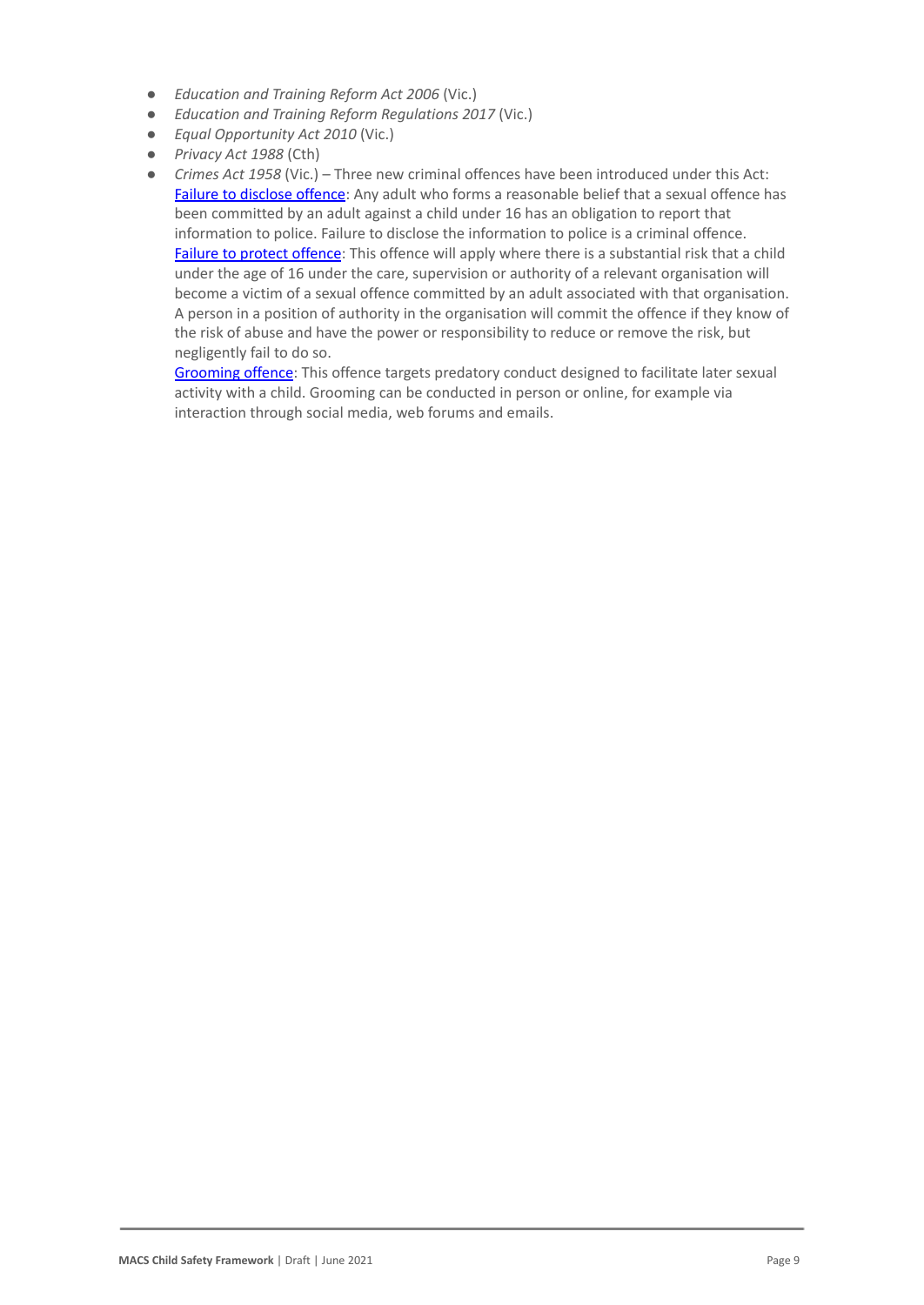- *Education and Training Reform Act 2006* (Vic.)
- *Education and Training Reform Regulations 2017* (Vic.)
- *Equal Opportunity Act 2010* (Vic.)
- *Privacy Act 1988* (Cth)
- *Crimes Act 1958* (Vic.) – Three new criminal offences have been introduced under this Act:
  Failure to disclose offence: Any adult who forms a reasonable belief that a sexual offence has been committed by an adult against a child under 16 has an obligation to report that information to police. Failure to disclose the information to police is a criminal offence.
  Failure to protect offence: This offence will apply where there is a substantial risk that a child under the age of 16 under the care, supervision or authority of a relevant organisation will become a victim of a sexual offence committed by an adult associated with that organisation. A person in a position of authority in the organisation will commit the offence if they know of the risk of abuse and have the power or responsibility to reduce or remove the risk, but negligently fail to do so.
  Grooming offence: This offence targets predatory conduct designed to facilitate later sexual activity with a child. Grooming can be conducted in person or online, for example via interaction through social media, web forums and emails.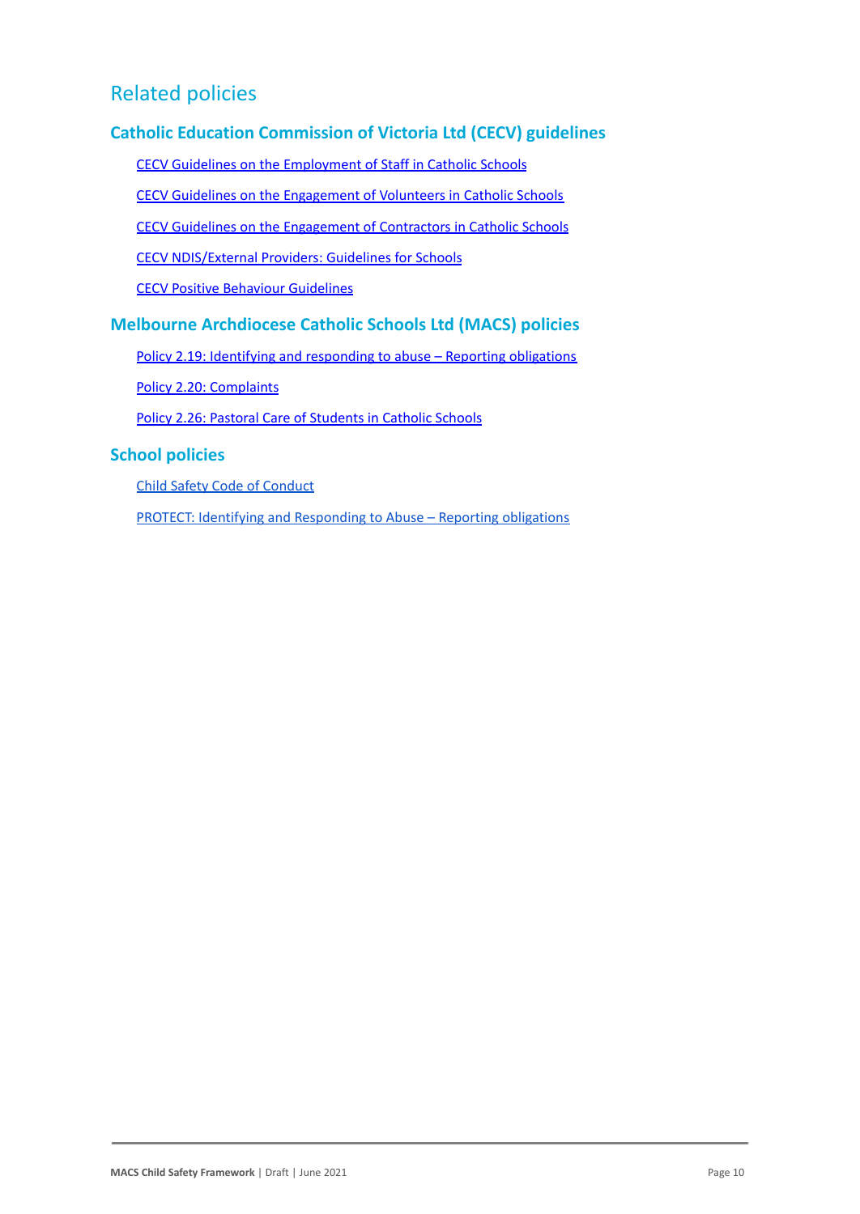## Related policies

### Catholic Education Commission of Victoria Ltd (CECV) guidelines

CECV Guidelines on the Employment of Staff in Catholic Schools

CECV Guidelines on the Engagement of Volunteers in Catholic Schools

CECV Guidelines on the Engagement of Contractors in Catholic Schools

CECV NDIS/External Providers: Guidelines for Schools

CECV Positive Behaviour Guidelines

### Melbourne Archdiocese Catholic Schools Ltd (MACS) policies

Policy 2.19: Identifying and responding to abuse – Reporting obligations

Policy 2.20: Complaints

Policy 2.26: Pastoral Care of Students in Catholic Schools

### School policies

Child Safety Code of Conduct

PROTECT: Identifying and Responding to Abuse – Reporting obligations